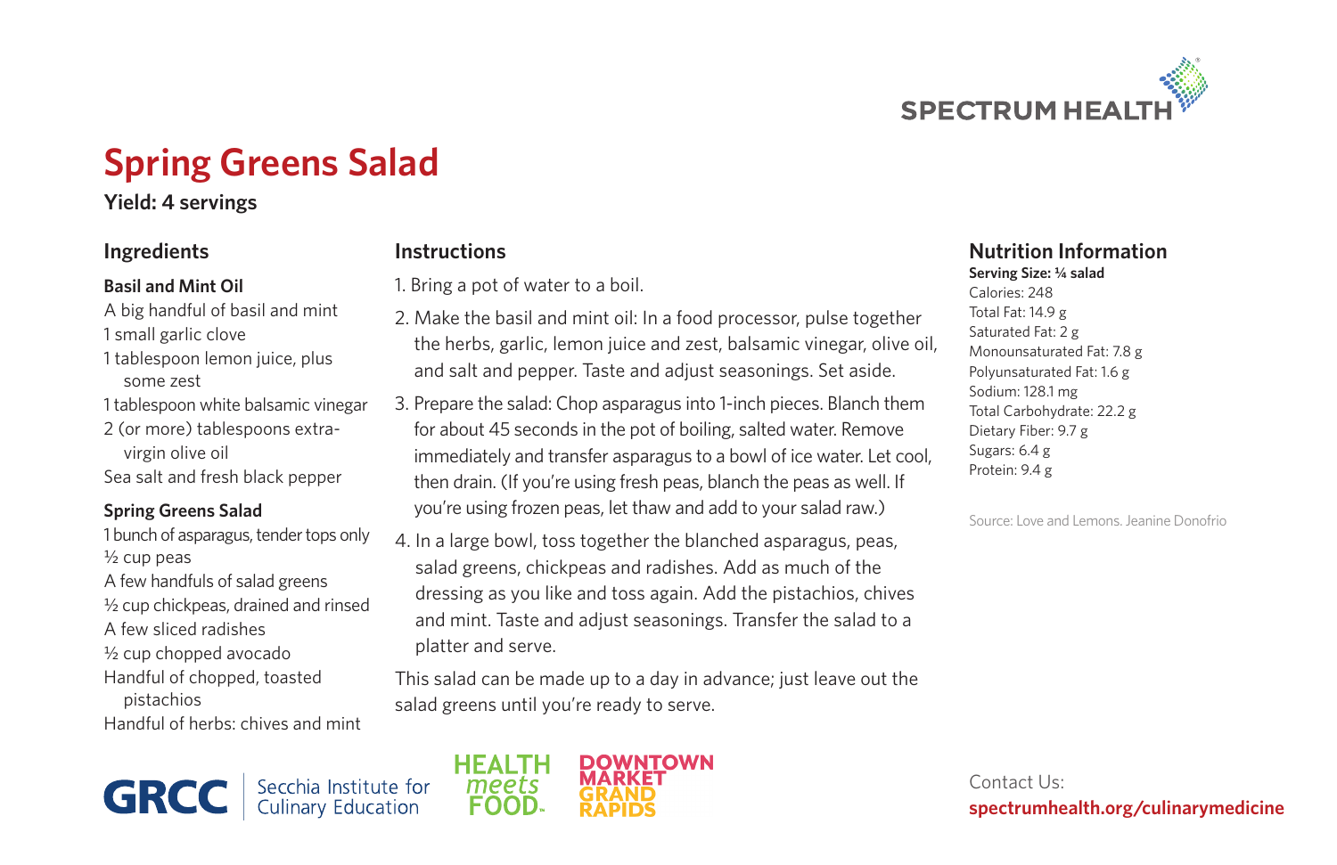SPECTRUM HEALTH

# Spring Greens Salad

**Yield: 4 servings**

## Ingredients

**Basil and Mint Oil**

A big handful of basil and mint
1 small garlic clove
1 tablespoon lemon juice, plus some zest
1 tablespoon white balsamic vinegar
2 (or more) tablespoons extra-virgin olive oil
Sea salt and fresh black pepper

**Spring Greens Salad**

1 bunch of asparagus, tender tops only
½ cup peas
A few handfuls of salad greens
½ cup chickpeas, drained and rinsed
A few sliced radishes
½ cup chopped avocado
Handful of chopped, toasted pistachios
Handful of herbs: chives and mint

## Instructions

1. Bring a pot of water to a boil.
2. Make the basil and mint oil: In a food processor, pulse together the herbs, garlic, lemon juice and zest, balsamic vinegar, olive oil, and salt and pepper. Taste and adjust seasonings. Set aside.
3. Prepare the salad: Chop asparagus into 1-inch pieces. Blanch them for about 45 seconds in the pot of boiling, salted water. Remove immediately and transfer asparagus to a bowl of ice water. Let cool, then drain. (If you're using fresh peas, blanch the peas as well. If you're using frozen peas, let thaw and add to your salad raw.)
4. In a large bowl, toss together the blanched asparagus, peas, salad greens, chickpeas and radishes. Add as much of the dressing as you like and toss again. Add the pistachios, chives and mint. Taste and adjust seasonings. Transfer the salad to a platter and serve.

This salad can be made up to a day in advance; just leave out the salad greens until you're ready to serve.

## Nutrition Information

**Serving Size: ¼ salad**

Calories: 248
Total Fat: 14.9 g
Saturated Fat: 2 g
Monounsaturated Fat: 7.8 g
Polyunsaturated Fat: 1.6 g
Sodium: 128.1 mg
Total Carbohydrate: 22.2 g
Dietary Fiber: 9.7 g
Sugars: 6.4 g
Protein: 9.4 g

Source: Love and Lemons. Jeanine Donofrio

GRCC | Secchia Institute for Culinary Education

HEALTH meets FOOD

DOWNTOWN MARKET GRAND RAPIDS

Contact Us:
**spectrumhealth.org/culinarymedicine**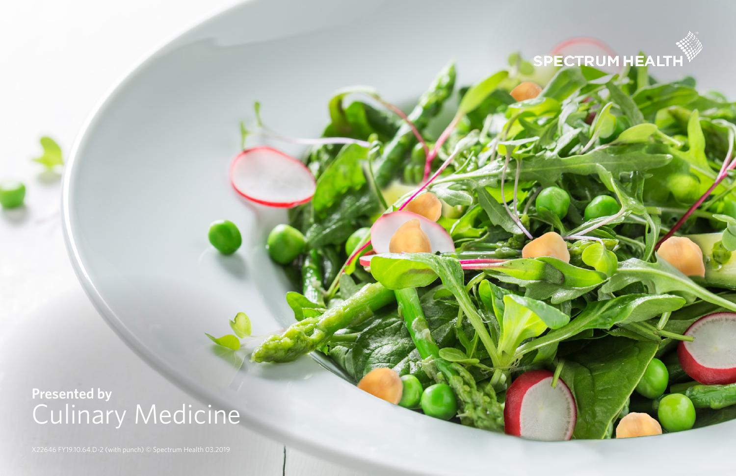SPECTRUM HEALTH

Presented by

Culinary Medicine

X22646 FY19.10.64.D-2 (with punch) © Spectrum Health 03.2019